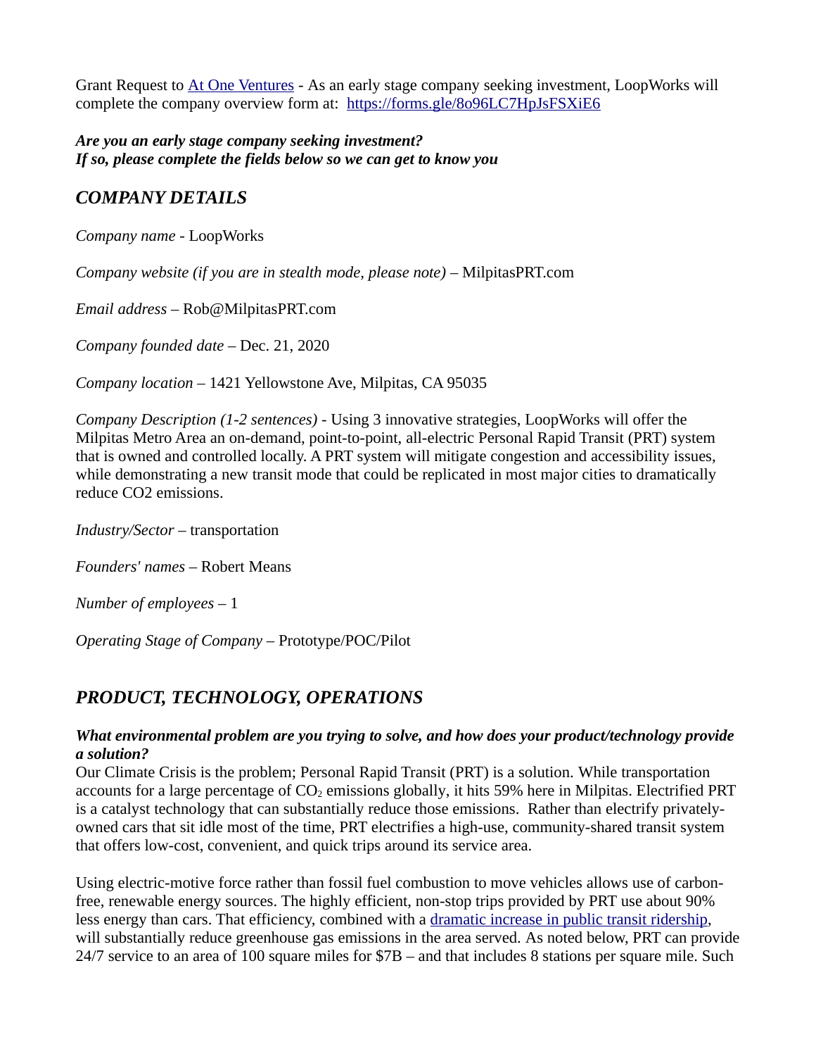Grant Request to [At One Ventures](At One Ventures) - As an early stage company seeking investment, LoopWorks will complete the company overview form at: https://forms.gle/8o96LC7HpJsFSXiE6

***Are you an early stage company seeking investment?***
***If so, please complete the fields below so we can get to know you***

## *COMPANY DETAILS*

*Company name* - LoopWorks

*Company website (if you are in stealth mode, please note)* – MilpitasPRT.com

*Email address* – Rob@MilpitasPRT.com

*Company founded date* – Dec. 21, 2020

*Company location* – 1421 Yellowstone Ave, Milpitas, CA 95035

*Company Description (1-2 sentences)* - Using 3 innovative strategies, LoopWorks will offer the Milpitas Metro Area an on-demand, point-to-point, all-electric Personal Rapid Transit (PRT) system that is owned and controlled locally. A PRT system will mitigate congestion and accessibility issues, while demonstrating a new transit mode that could be replicated in most major cities to dramatically reduce CO2 emissions.

*Industry/Sector* – transportation

*Founders' names* – Robert Means

*Number of employees* – 1

*Operating Stage of Company* – Prototype/POC/Pilot

## *PRODUCT, TECHNOLOGY, OPERATIONS*

***What environmental problem are you trying to solve, and how does your product/technology provide a solution?***

Our Climate Crisis is the problem; Personal Rapid Transit (PRT) is a solution. While transportation accounts for a large percentage of $CO_2$ emissions globally, it hits 59% here in Milpitas. Electrified PRT is a catalyst technology that can substantially reduce those emissions. Rather than electrify privately-owned cars that sit idle most of the time, PRT electrifies a high-use, community-shared transit system that offers low-cost, convenient, and quick trips around its service area.

Using electric-motive force rather than fossil fuel combustion to move vehicles allows use of carbon-free, renewable energy sources. The highly efficient, non-stop trips provided by PRT use about 90% less energy than cars. That efficiency, combined with a [dramatic increase in public transit ridership](dramatic increase in public transit ridership), will substantially reduce greenhouse gas emissions in the area served. As noted below, PRT can provide 24/7 service to an area of 100 square miles for $7B – and that includes 8 stations per square mile. Such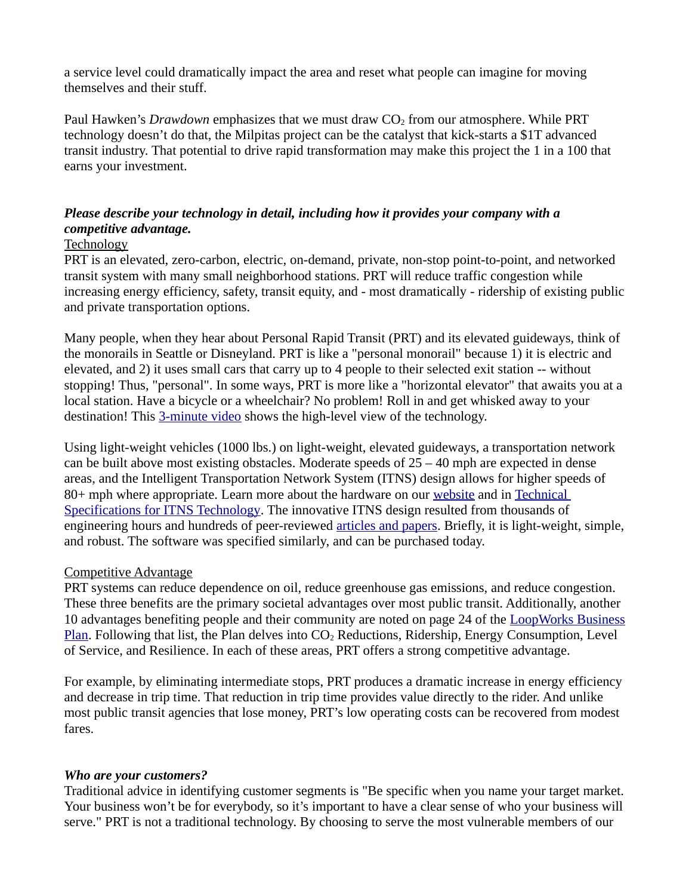a service level could dramatically impact the area and reset what people can imagine for moving themselves and their stuff.

Paul Hawken's *Drawdown* emphasizes that we must draw $CO_2$ from our atmosphere. While PRT technology doesn't do that, the Milpitas project can be the catalyst that kick-starts a $1T advanced transit industry. That potential to drive rapid transformation may make this project the 1 in a 100 that earns your investment.

***Please describe your technology in detail, including how it provides your company with a competitive advantage.***

<u>Technology</u>

PRT is an elevated, zero-carbon, electric, on-demand, private, non-stop point-to-point, and networked transit system with many small neighborhood stations. PRT will reduce traffic congestion while increasing energy efficiency, safety, transit equity, and - most dramatically - ridership of existing public and private transportation options.

Many people, when they hear about Personal Rapid Transit (PRT) and its elevated guideways, think of the monorails in Seattle or Disneyland. PRT is like a "personal monorail" because 1) it is electric and elevated, and 2) it uses small cars that carry up to 4 people to their selected exit station -- without stopping! Thus, "personal". In some ways, PRT is more like a "horizontal elevator" that awaits you at a local station. Have a bicycle or a wheelchair? No problem! Roll in and get whisked away to your destination! This [3-minute video] shows the high-level view of the technology.

Using light-weight vehicles (1000 lbs.) on light-weight, elevated guideways, a transportation network can be built above most existing obstacles. Moderate speeds of 25 – 40 mph are expected in dense areas, and the Intelligent Transportation Network System (ITNS) design allows for higher speeds of 80+ mph where appropriate. Learn more about the hardware on our [website] and in [Technical Specifications for ITNS Technology]. The innovative ITNS design resulted from thousands of engineering hours and hundreds of peer-reviewed [articles and papers]. Briefly, it is light-weight, simple, and robust. The software was specified similarly, and can be purchased today.

<u>Competitive Advantage</u>

PRT systems can reduce dependence on oil, reduce greenhouse gas emissions, and reduce congestion. These three benefits are the primary societal advantages over most public transit. Additionally, another 10 advantages benefiting people and their community are noted on page 24 of the [LoopWorks Business Plan]. Following that list, the Plan delves into $CO_2$ Reductions, Ridership, Energy Consumption, Level of Service, and Resilience. In each of these areas, PRT offers a strong competitive advantage.

For example, by eliminating intermediate stops, PRT produces a dramatic increase in energy efficiency and decrease in trip time. That reduction in trip time provides value directly to the rider. And unlike most public transit agencies that lose money, PRT's low operating costs can be recovered from modest fares.

***Who are your customers?***

Traditional advice in identifying customer segments is "Be specific when you name your target market. Your business won't be for everybody, so it's important to have a clear sense of who your business will serve." PRT is not a traditional technology. By choosing to serve the most vulnerable members of our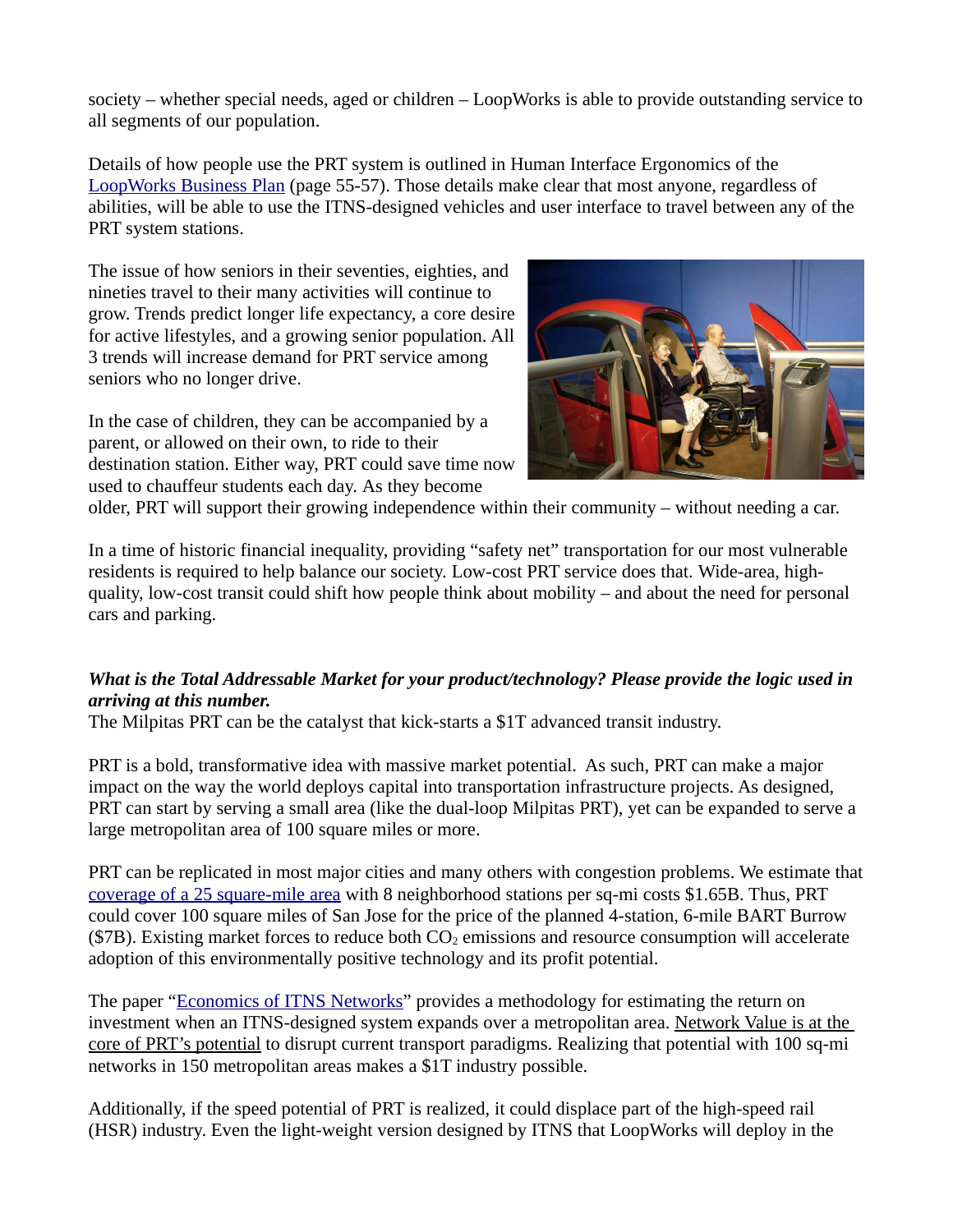society – whether special needs, aged or children – LoopWorks is able to provide outstanding service to all segments of our population.

Details of how people use the PRT system is outlined in Human Interface Ergonomics of the LoopWorks Business Plan (page 55-57). Those details make clear that most anyone, regardless of abilities, will be able to use the ITNS-designed vehicles and user interface to travel between any of the PRT system stations.

The issue of how seniors in their seventies, eighties, and nineties travel to their many activities will continue to grow. Trends predict longer life expectancy, a core desire for active lifestyles, and a growing senior population. All 3 trends will increase demand for PRT service among seniors who no longer drive.

In the case of children, they can be accompanied by a parent, or allowed on their own, to ride to their destination station. Either way, PRT could save time now used to chauffeur students each day. As they become older, PRT will support their growing independence within their community – without needing a car.

In a time of historic financial inequality, providing "safety net" transportation for our most vulnerable residents is required to help balance our society. Low-cost PRT service does that. Wide-area, high-quality, low-cost transit could shift how people think about mobility – and about the need for personal cars and parking.

***What is the Total Addressable Market for your product/technology? Please provide the logic used in arriving at this number.***

The Milpitas PRT can be the catalyst that kick-starts a $1T advanced transit industry.

PRT is a bold, transformative idea with massive market potential. As such, PRT can make a major impact on the way the world deploys capital into transportation infrastructure projects. As designed, PRT can start by serving a small area (like the dual-loop Milpitas PRT), yet can be expanded to serve a large metropolitan area of 100 square miles or more.

PRT can be replicated in most major cities and many others with congestion problems. We estimate that coverage of a 25 square-mile area with 8 neighborhood stations per sq-mi costs $1.65B. Thus, PRT could cover 100 square miles of San Jose for the price of the planned 4-station, 6-mile BART Burrow ($7B). Existing market forces to reduce both $CO_2$ emissions and resource consumption will accelerate adoption of this environmentally positive technology and its profit potential.

The paper "Economics of ITNS Networks" provides a methodology for estimating the return on investment when an ITNS-designed system expands over a metropolitan area. Network Value is at the core of PRT's potential to disrupt current transport paradigms. Realizing that potential with 100 sq-mi networks in 150 metropolitan areas makes a $1T industry possible.

Additionally, if the speed potential of PRT is realized, it could displace part of the high-speed rail (HSR) industry. Even the light-weight version designed by ITNS that LoopWorks will deploy in the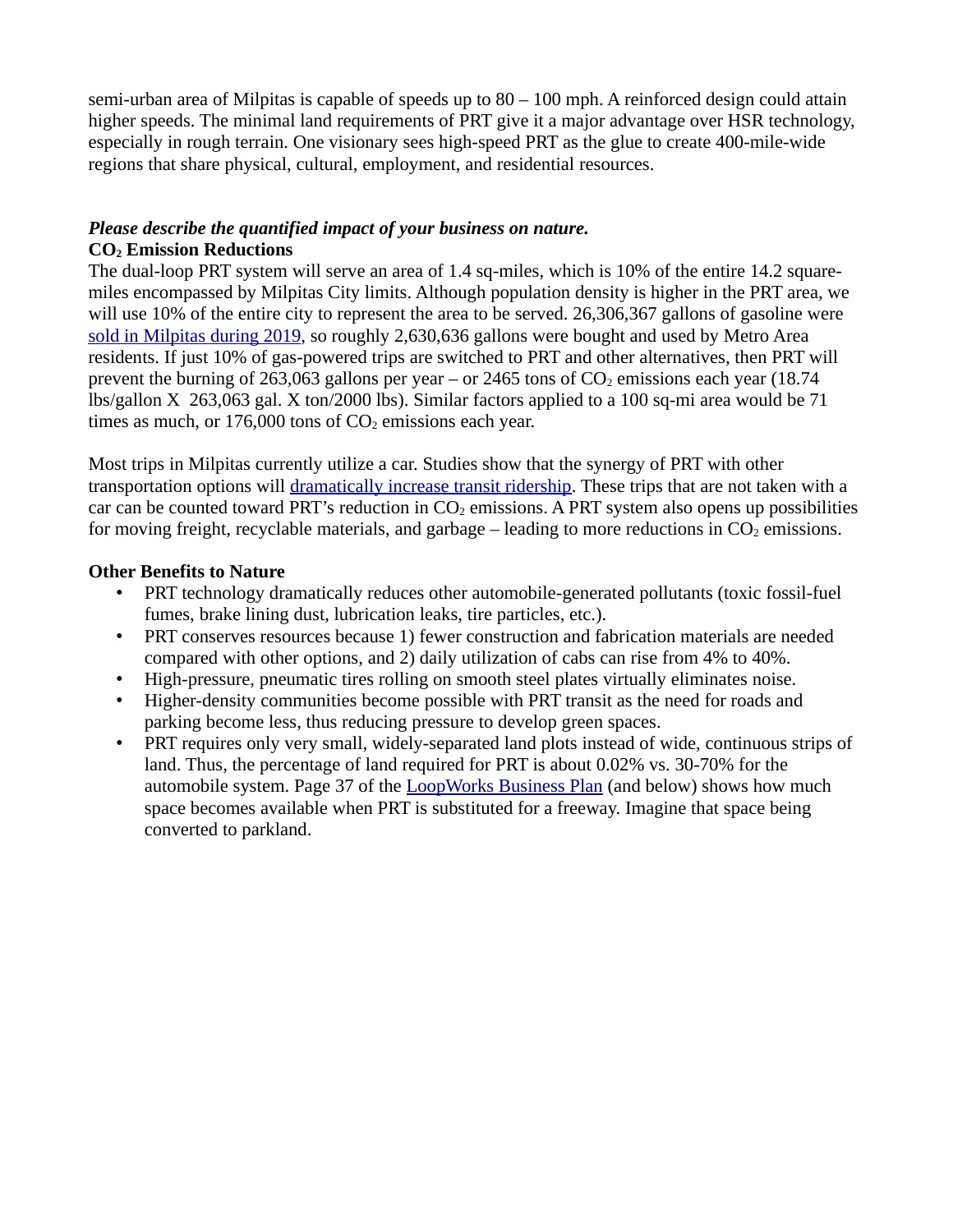semi-urban area of Milpitas is capable of speeds up to 80 – 100 mph. A reinforced design could attain higher speeds. The minimal land requirements of PRT give it a major advantage over HSR technology, especially in rough terrain. One visionary sees high-speed PRT as the glue to create 400-mile-wide regions that share physical, cultural, employment, and residential resources.

***Please describe the quantified impact of your business on nature.***

**$CO_2$ Emission Reductions**

The dual-loop PRT system will serve an area of 1.4 sq-miles, which is 10% of the entire 14.2 square-miles encompassed by Milpitas City limits. Although population density is higher in the PRT area, we will use 10% of the entire city to represent the area to be served. 26,306,367 gallons of gasoline were [sold in Milpitas during 2019](), so roughly 2,630,636 gallons were bought and used by Metro Area residents. If just 10% of gas-powered trips are switched to PRT and other alternatives, then PRT will prevent the burning of 263,063 gallons per year – or 2465 tons of $CO_2$ emissions each year (18.74 lbs/gallon X 263,063 gal. X ton/2000 lbs). Similar factors applied to a 100 sq-mi area would be 71 times as much, or 176,000 tons of $CO_2$ emissions each year.

Most trips in Milpitas currently utilize a car. Studies show that the synergy of PRT with other transportation options will [dramatically increase transit ridership](). These trips that are not taken with a car can be counted toward PRT's reduction in $CO_2$ emissions. A PRT system also opens up possibilities for moving freight, recyclable materials, and garbage – leading to more reductions in $CO_2$ emissions.

**Other Benefits to Nature**

- PRT technology dramatically reduces other automobile-generated pollutants (toxic fossil-fuel fumes, brake lining dust, lubrication leaks, tire particles, etc.).
- PRT conserves resources because 1) fewer construction and fabrication materials are needed compared with other options, and 2) daily utilization of cabs can rise from 4% to 40%.
- High-pressure, pneumatic tires rolling on smooth steel plates virtually eliminates noise.
- Higher-density communities become possible with PRT transit as the need for roads and parking become less, thus reducing pressure to develop green spaces.
- PRT requires only very small, widely-separated land plots instead of wide, continuous strips of land. Thus, the percentage of land required for PRT is about 0.02% vs. 30-70% for the automobile system. Page 37 of the [LoopWorks Business Plan]() (and below) shows how much space becomes available when PRT is substituted for a freeway. Imagine that space being converted to parkland.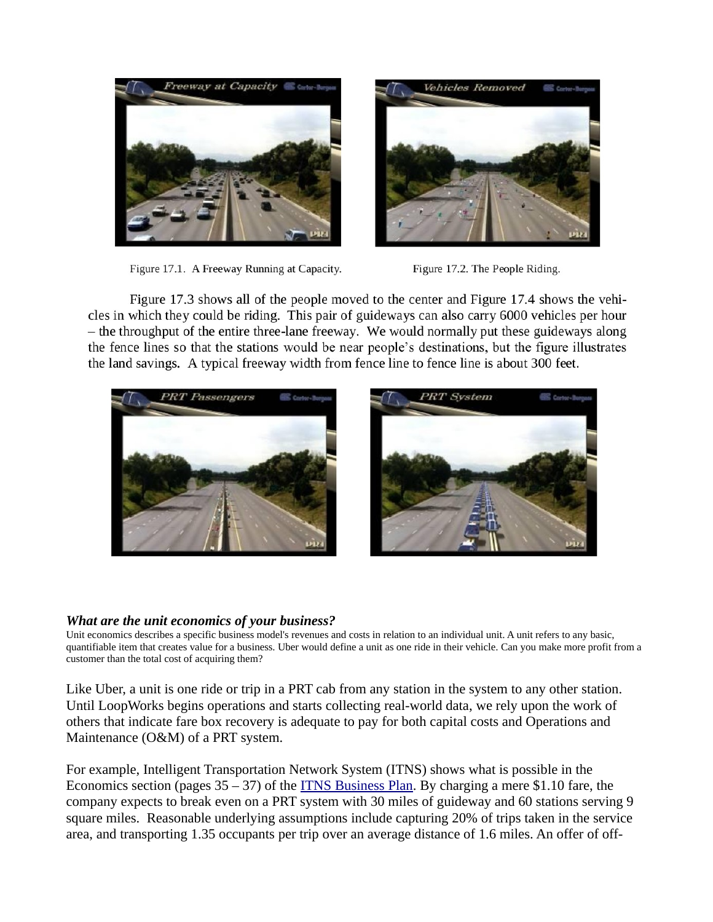Figure 17.1. A Freeway Running at Capacity.

Figure 17.2. The People Riding.

Figure 17.3 shows all of the people moved to the center and Figure 17.4 shows the vehicles in which they could be riding. This pair of guideways can also carry 6000 vehicles per hour – the throughput of the entire three-lane freeway. We would normally put these guideways along the fence lines so that the stations would be near people's destinations, but the figure illustrates the land savings. A typical freeway width from fence line to fence line is about 300 feet.

***What are the unit economics of your business?***

Unit economics describes a specific business model's revenues and costs in relation to an individual unit. A unit refers to any basic, quantifiable item that creates value for a business. Uber would define a unit as one ride in their vehicle. Can you make more profit from a customer than the total cost of acquiring them?

Like Uber, a unit is one ride or trip in a PRT cab from any station in the system to any other station. Until LoopWorks begins operations and starts collecting real-world data, we rely upon the work of others that indicate fare box recovery is adequate to pay for both capital costs and Operations and Maintenance (O&M) of a PRT system.

For example, Intelligent Transportation Network System (ITNS) shows what is possible in the Economics section (pages 35 – 37) of the ITNS Business Plan. By charging a mere $1.10 fare, the company expects to break even on a PRT system with 30 miles of guideway and 60 stations serving 9 square miles. Reasonable underlying assumptions include capturing 20% of trips taken in the service area, and transporting 1.35 occupants per trip over an average distance of 1.6 miles. An offer of off-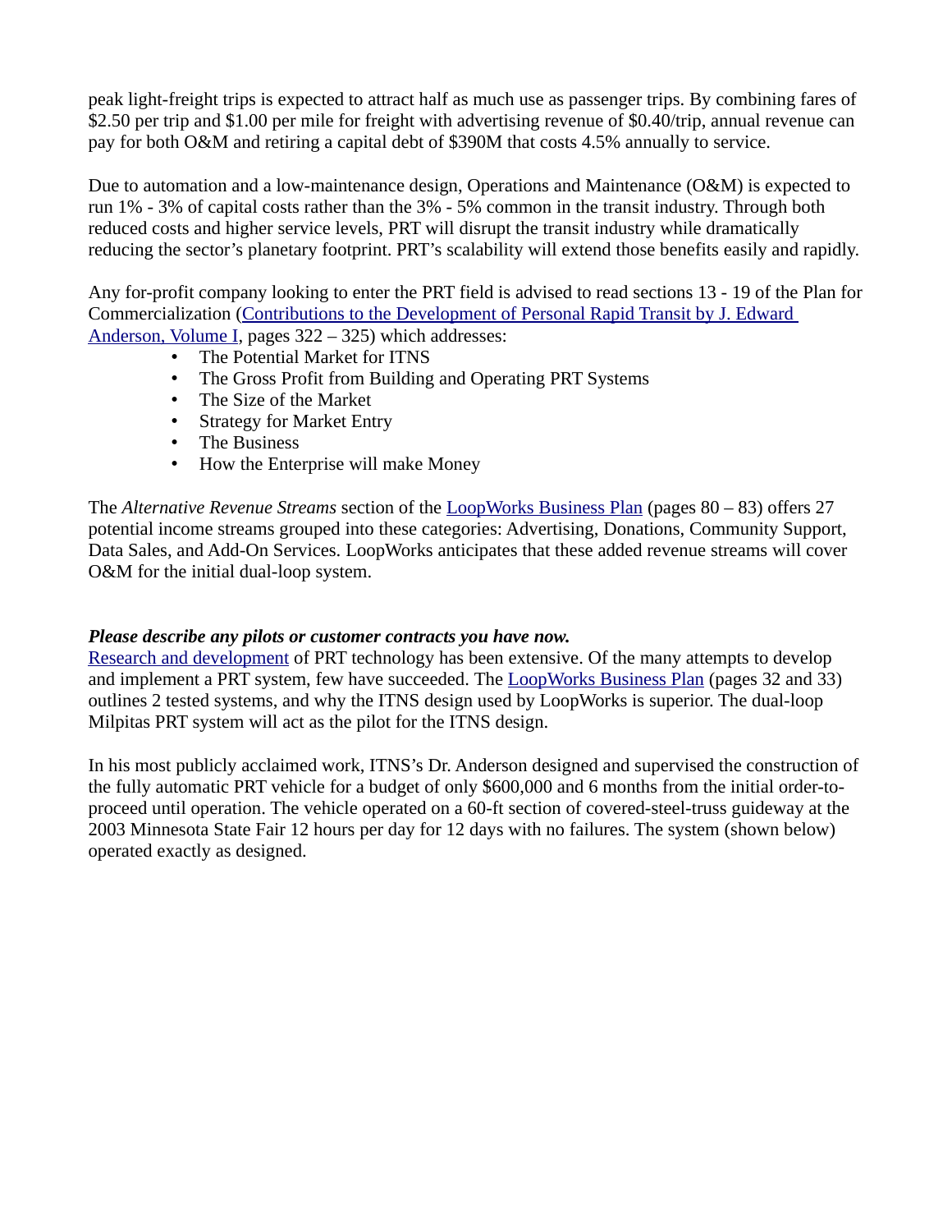peak light-freight trips is expected to attract half as much use as passenger trips. By combining fares of $2.50 per trip and $1.00 per mile for freight with advertising revenue of $0.40/trip, annual revenue can pay for both O&M and retiring a capital debt of $390M that costs 4.5% annually to service.

Due to automation and a low-maintenance design, Operations and Maintenance (O&M) is expected to run 1% - 3% of capital costs rather than the 3% - 5% common in the transit industry. Through both reduced costs and higher service levels, PRT will disrupt the transit industry while dramatically reducing the sector's planetary footprint. PRT's scalability will extend those benefits easily and rapidly.

Any for-profit company looking to enter the PRT field is advised to read sections 13 - 19 of the Plan for Commercialization (Contributions to the Development of Personal Rapid Transit by J. Edward Anderson, Volume I, pages 322 – 325) which addresses:

- The Potential Market for ITNS
- The Gross Profit from Building and Operating PRT Systems
- The Size of the Market
- Strategy for Market Entry
- The Business
- How the Enterprise will make Money

The *Alternative Revenue Streams* section of the LoopWorks Business Plan (pages 80 – 83) offers 27 potential income streams grouped into these categories: Advertising, Donations, Community Support, Data Sales, and Add-On Services. LoopWorks anticipates that these added revenue streams will cover O&M for the initial dual-loop system.

***Please describe any pilots or customer contracts you have now.***

Research and development of PRT technology has been extensive. Of the many attempts to develop and implement a PRT system, few have succeeded. The LoopWorks Business Plan (pages 32 and 33) outlines 2 tested systems, and why the ITNS design used by LoopWorks is superior. The dual-loop Milpitas PRT system will act as the pilot for the ITNS design.

In his most publicly acclaimed work, ITNS's Dr. Anderson designed and supervised the construction of the fully automatic PRT vehicle for a budget of only $600,000 and 6 months from the initial order-to-proceed until operation. The vehicle operated on a 60-ft section of covered-steel-truss guideway at the 2003 Minnesota State Fair 12 hours per day for 12 days with no failures. The system (shown below) operated exactly as designed.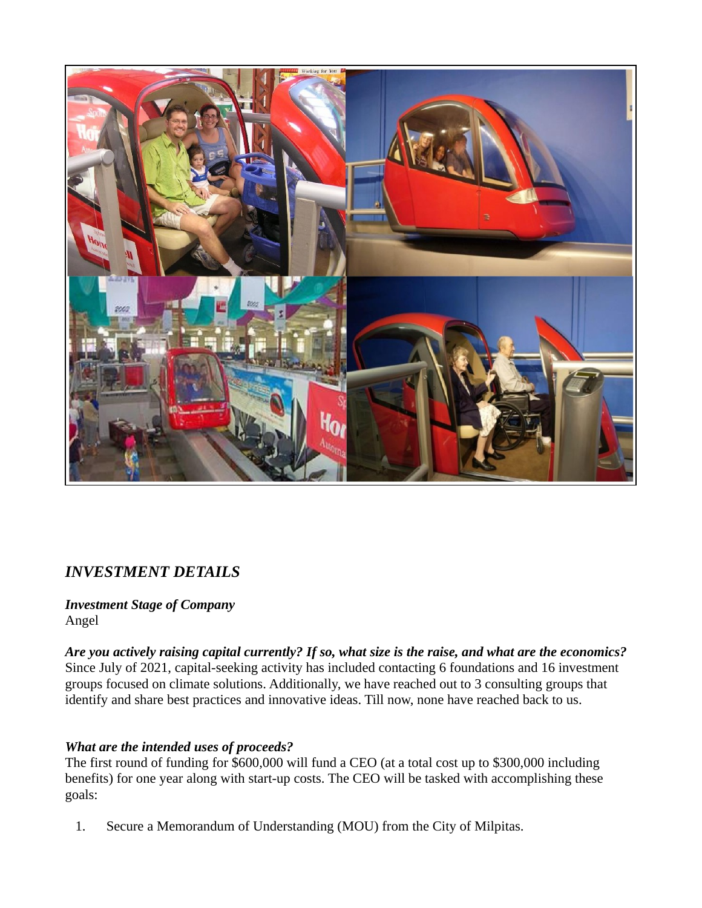## *INVESTMENT DETAILS*

***Investment Stage of Company***
Angel

***Are you actively raising capital currently? If so, what size is the raise, and what are the economics?***
Since July of 2021, capital-seeking activity has included contacting 6 foundations and 16 investment groups focused on climate solutions. Additionally, we have reached out to 3 consulting groups that identify and share best practices and innovative ideas. Till now, none have reached back to us.

***What are the intended uses of proceeds?***
The first round of funding for $600,000 will fund a CEO (at a total cost up to $300,000 including benefits) for one year along with start-up costs. The CEO will be tasked with accomplishing these goals:

1. Secure a Memorandum of Understanding (MOU) from the City of Milpitas.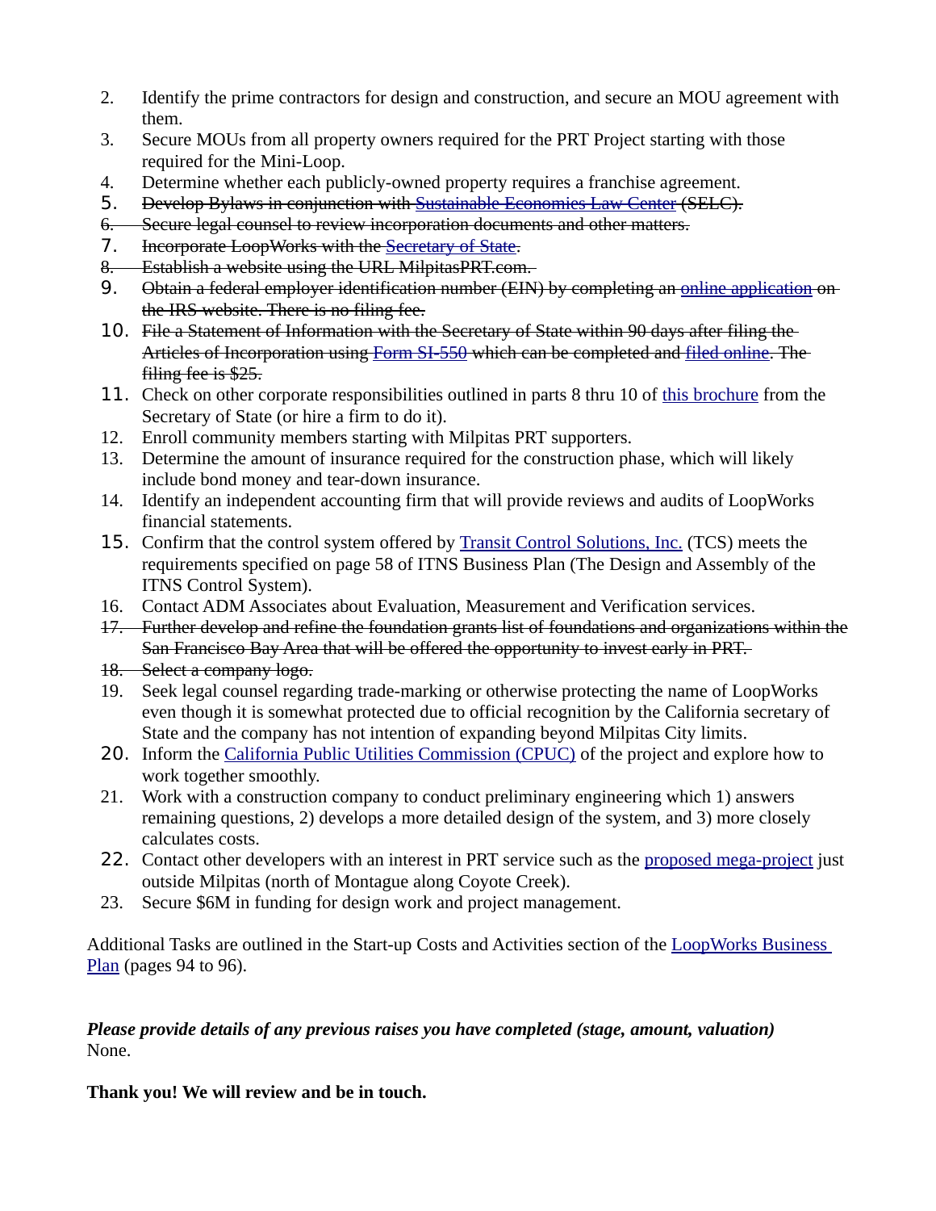2. Identify the prime contractors for design and construction, and secure an MOU agreement with them.
3. Secure MOUs from all property owners required for the PRT Project starting with those required for the Mini-Loop.
4. Determine whether each publicly-owned property requires a franchise agreement.
5. ~~Develop Bylaws in conjunction with Sustainable Economics Law Center (SELC).~~
6. ~~Secure legal counsel to review incorporation documents and other matters.~~
7. ~~Incorporate LoopWorks with the Secretary of State.~~
8. ~~Establish a website using the URL MilpitasPRT.com.~~
9. ~~Obtain a federal employer identification number (EIN) by completing an online application on the IRS website. There is no filing fee.~~
10. ~~File a Statement of Information with the Secretary of State within 90 days after filing the Articles of Incorporation using Form SI-550 which can be completed and filed online. The filing fee is $25.~~
11. Check on other corporate responsibilities outlined in parts 8 thru 10 of this brochure from the Secretary of State (or hire a firm to do it).
12. Enroll community members starting with Milpitas PRT supporters.
13. Determine the amount of insurance required for the construction phase, which will likely include bond money and tear-down insurance.
14. Identify an independent accounting firm that will provide reviews and audits of LoopWorks financial statements.
15. Confirm that the control system offered by Transit Control Solutions, Inc. (TCS) meets the requirements specified on page 58 of ITNS Business Plan (The Design and Assembly of the ITNS Control System).
16. Contact ADM Associates about Evaluation, Measurement and Verification services.
17. ~~Further develop and refine the foundation grants list of foundations and organizations within the San Francisco Bay Area that will be offered the opportunity to invest early in PRT.~~
18. ~~Select a company logo.~~
19. Seek legal counsel regarding trade-marking or otherwise protecting the name of LoopWorks even though it is somewhat protected due to official recognition by the California secretary of State and the company has not intention of expanding beyond Milpitas City limits.
20. Inform the California Public Utilities Commission (CPUC) of the project and explore how to work together smoothly.
21. Work with a construction company to conduct preliminary engineering which 1) answers remaining questions, 2) develops a more detailed design of the system, and 3) more closely calculates costs.
22. Contact other developers with an interest in PRT service such as the proposed mega-project just outside Milpitas (north of Montague along Coyote Creek).
23. Secure $6M in funding for design work and project management.

Additional Tasks are outlined in the Start-up Costs and Activities section of the LoopWorks Business Plan (pages 94 to 96).

***Please provide details of any previous raises you have completed (stage, amount, valuation)***
None.

**Thank you! We will review and be in touch.**